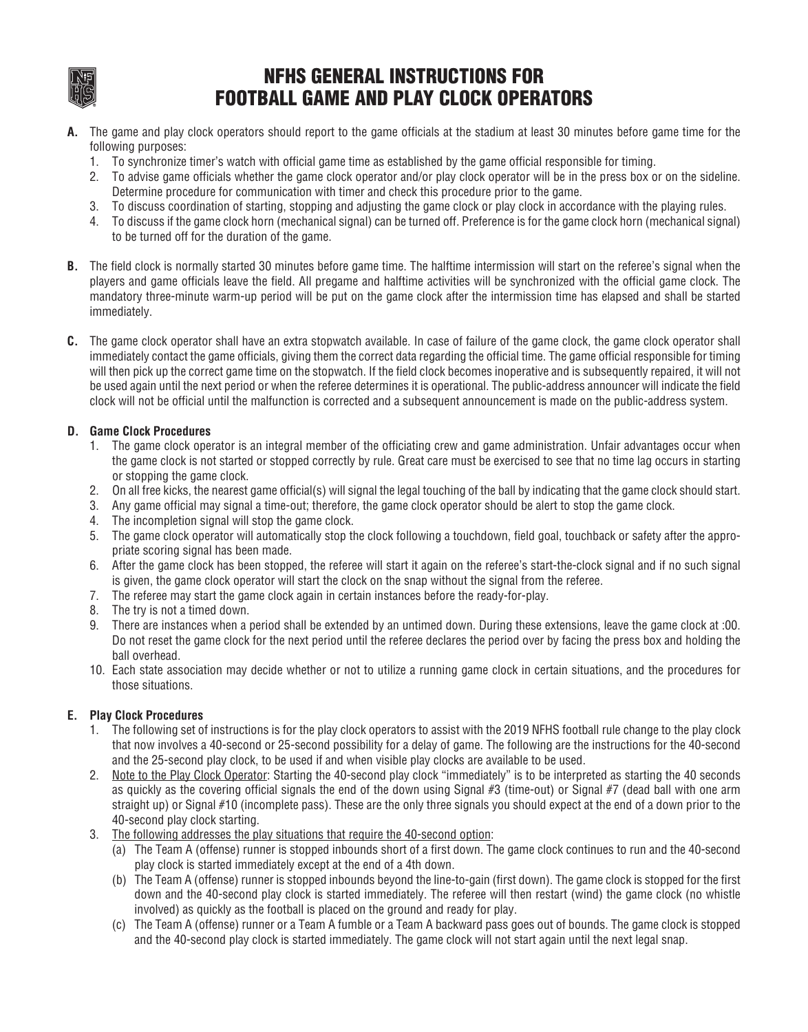# NFHS GENERAL INSTRUCTIONS FOR FOOTBALL GAME AND PLAY CLOCK OPERATORS

**A.** The game and play clock operators should report to the game officials at the stadium at least 30 minutes before game time for the following purposes:

1. To synchronize timer's watch with official game time as established by the game official responsible for timing.
2. To advise game officials whether the game clock operator and/or play clock operator will be in the press box or on the sideline. Determine procedure for communication with timer and check this procedure prior to the game.
3. To discuss coordination of starting, stopping and adjusting the game clock or play clock in accordance with the playing rules.
4. To discuss if the game clock horn (mechanical signal) can be turned off. Preference is for the game clock horn (mechanical signal) to be turned off for the duration of the game.

**B.** The field clock is normally started 30 minutes before game time. The halftime intermission will start on the referee's signal when the players and game officials leave the field. All pregame and halftime activities will be synchronized with the official game clock. The mandatory three-minute warm-up period will be put on the game clock after the intermission time has elapsed and shall be started immediately.

**C.** The game clock operator shall have an extra stopwatch available. In case of failure of the game clock, the game clock operator shall immediately contact the game officials, giving them the correct data regarding the official time. The game official responsible for timing will then pick up the correct game time on the stopwatch. If the field clock becomes inoperative and is subsequently repaired, it will not be used again until the next period or when the referee determines it is operational. The public-address announcer will indicate the field clock will not be official until the malfunction is corrected and a subsequent announcement is made on the public-address system.

**D. Game Clock Procedures**

1. The game clock operator is an integral member of the officiating crew and game administration. Unfair advantages occur when the game clock is not started or stopped correctly by rule. Great care must be exercised to see that no time lag occurs in starting or stopping the game clock.
2. On all free kicks, the nearest game official(s) will signal the legal touching of the ball by indicating that the game clock should start.
3. Any game official may signal a time-out; therefore, the game clock operator should be alert to stop the game clock.
4. The incompletion signal will stop the game clock.
5. The game clock operator will automatically stop the clock following a touchdown, field goal, touchback or safety after the appropriate scoring signal has been made.
6. After the game clock has been stopped, the referee will start it again on the referee's start-the-clock signal and if no such signal is given, the game clock operator will start the clock on the snap without the signal from the referee.
7. The referee may start the game clock again in certain instances before the ready-for-play.
8. The try is not a timed down.
9. There are instances when a period shall be extended by an untimed down. During these extensions, leave the game clock at :00. Do not reset the game clock for the next period until the referee declares the period over by facing the press box and holding the ball overhead.
10. Each state association may decide whether or not to utilize a running game clock in certain situations, and the procedures for those situations.

**E. Play Clock Procedures**

1. The following set of instructions is for the play clock operators to assist with the 2019 NFHS football rule change to the play clock that now involves a 40-second or 25-second possibility for a delay of game. The following are the instructions for the 40-second and the 25-second play clock, to be used if and when visible play clocks are available to be used.
2. Note to the Play Clock Operator: Starting the 40-second play clock "immediately" is to be interpreted as starting the 40 seconds as quickly as the covering official signals the end of the down using Signal #3 (time-out) or Signal #7 (dead ball with one arm straight up) or Signal #10 (incomplete pass). These are the only three signals you should expect at the end of a down prior to the 40-second play clock starting.
3. The following addresses the play situations that require the 40-second option:
   - (a) The Team A (offense) runner is stopped inbounds short of a first down. The game clock continues to run and the 40-second play clock is started immediately except at the end of a 4th down.
   - (b) The Team A (offense) runner is stopped inbounds beyond the line-to-gain (first down). The game clock is stopped for the first down and the 40-second play clock is started immediately. The referee will then restart (wind) the game clock (no whistle involved) as quickly as the football is placed on the ground and ready for play.
   - (c) The Team A (offense) runner or a Team A fumble or a Team A backward pass goes out of bounds. The game clock is stopped and the 40-second play clock is started immediately. The game clock will not start again until the next legal snap.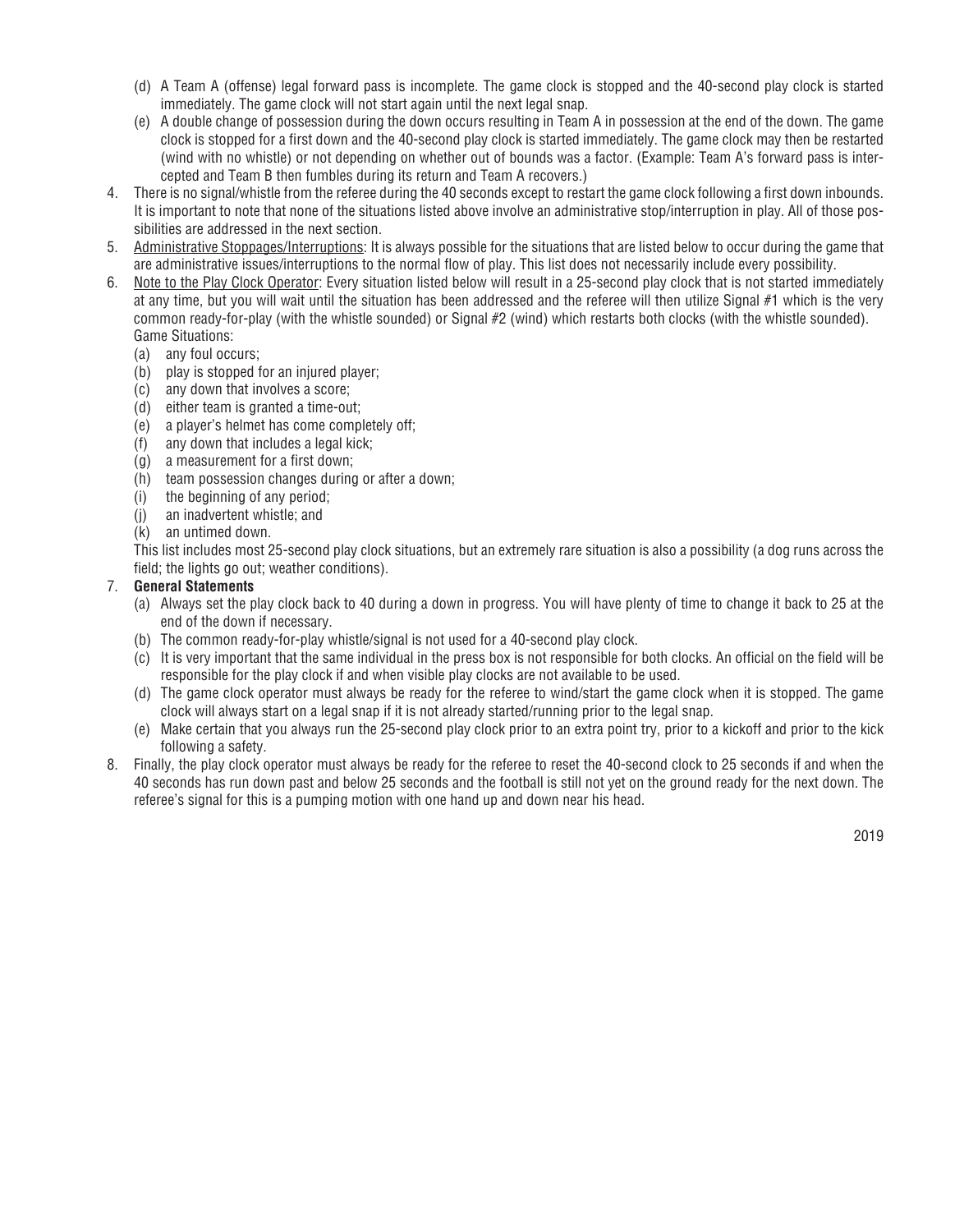(d) A Team A (offense) legal forward pass is incomplete. The game clock is stopped and the 40-second play clock is started immediately. The game clock will not start again until the next legal snap.

(e) A double change of possession during the down occurs resulting in Team A in possession at the end of the down. The game clock is stopped for a first down and the 40-second play clock is started immediately. The game clock may then be restarted (wind with no whistle) or not depending on whether out of bounds was a factor. (Example: Team A's forward pass is intercepted and Team B then fumbles during its return and Team A recovers.)

4. There is no signal/whistle from the referee during the 40 seconds except to restart the game clock following a first down inbounds. It is important to note that none of the situations listed above involve an administrative stop/interruption in play. All of those possibilities are addressed in the next section.

5. <u>Administrative Stoppages/Interruptions</u>: It is always possible for the situations that are listed below to occur during the game that are administrative issues/interruptions to the normal flow of play. This list does not necessarily include every possibility.

6. <u>Note to the Play Clock Operator</u>: Every situation listed below will result in a 25-second play clock that is not started immediately at any time, but you will wait until the situation has been addressed and the referee will then utilize Signal #1 which is the very common ready-for-play (with the whistle sounded) or Signal #2 (wind) which restarts both clocks (with the whistle sounded).
   Game Situations:
   (a) any foul occurs;
   (b) play is stopped for an injured player;
   (c) any down that involves a score;
   (d) either team is granted a time-out;
   (e) a player's helmet has come completely off;
   (f) any down that includes a legal kick;
   (g) a measurement for a first down;
   (h) team possession changes during or after a down;
   (i) the beginning of any period;
   (j) an inadvertent whistle; and
   (k) an untimed down.
   This list includes most 25-second play clock situations, but an extremely rare situation is also a possibility (a dog runs across the field; the lights go out; weather conditions).

7. **General Statements**
   (a) Always set the play clock back to 40 during a down in progress. You will have plenty of time to change it back to 25 at the end of the down if necessary.
   (b) The common ready-for-play whistle/signal is not used for a 40-second play clock.
   (c) It is very important that the same individual in the press box is not responsible for both clocks. An official on the field will be responsible for the play clock if and when visible play clocks are not available to be used.
   (d) The game clock operator must always be ready for the referee to wind/start the game clock when it is stopped. The game clock will always start on a legal snap if it is not already started/running prior to the legal snap.
   (e) Make certain that you always run the 25-second play clock prior to an extra point try, prior to a kickoff and prior to the kick following a safety.

8. Finally, the play clock operator must always be ready for the referee to reset the 40-second clock to 25 seconds if and when the 40 seconds has run down past and below 25 seconds and the football is still not yet on the ground ready for the next down. The referee's signal for this is a pumping motion with one hand up and down near his head.

2019